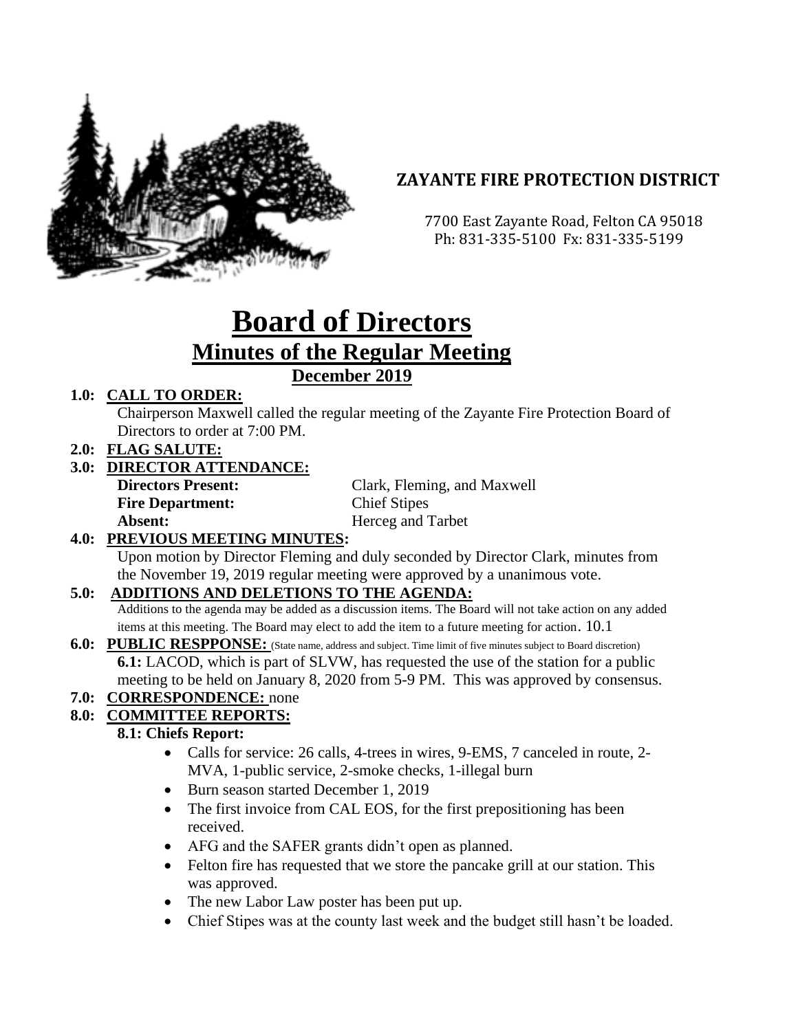## ZAYANTE FIRE PROTECTION DISTRICT

7700 East Zayante Road, Felton CA 95018
Ph: 831-335-5100 Fx: 831-335-5199

# Board of Directors

## Minutes of the Regular Meeting

### December 2019

**1.0: CALL TO ORDER:**

Chairperson Maxwell called the regular meeting of the Zayante Fire Protection Board of Directors to order at 7:00 PM.

**2.0: FLAG SALUTE:**

**3.0: DIRECTOR ATTENDANCE:**

**Directors Present:** Clark, Fleming, and Maxwell
**Fire Department:** Chief Stipes
**Absent:** Herceg and Tarbet

**4.0: PREVIOUS MEETING MINUTES:**

Upon motion by Director Fleming and duly seconded by Director Clark, minutes from the November 19, 2019 regular meeting were approved by a unanimous vote.

**5.0: ADDITIONS AND DELETIONS TO THE AGENDA:**

Additions to the agenda may be added as a discussion items. The Board will not take action on any added items at this meeting. The Board may elect to add the item to a future meeting for action. 10.1

**6.0: PUBLIC RESPPONSE:** (State name, address and subject. Time limit of five minutes subject to Board discretion)

**6.1:** LACOD, which is part of SLVW, has requested the use of the station for a public meeting to be held on January 8, 2020 from 5-9 PM. This was approved by consensus.

**7.0: CORRESPONDENCE:** none

**8.0: COMMITTEE REPORTS:**

**8.1: Chiefs Report:**

- Calls for service: 26 calls, 4-trees in wires, 9-EMS, 7 canceled in route, 2-MVA, 1-public service, 2-smoke checks, 1-illegal burn
- Burn season started December 1, 2019
- The first invoice from CAL EOS, for the first prepositioning has been received.
- AFG and the SAFER grants didn't open as planned.
- Felton fire has requested that we store the pancake grill at our station. This was approved.
- The new Labor Law poster has been put up.
- Chief Stipes was at the county last week and the budget still hasn't be loaded.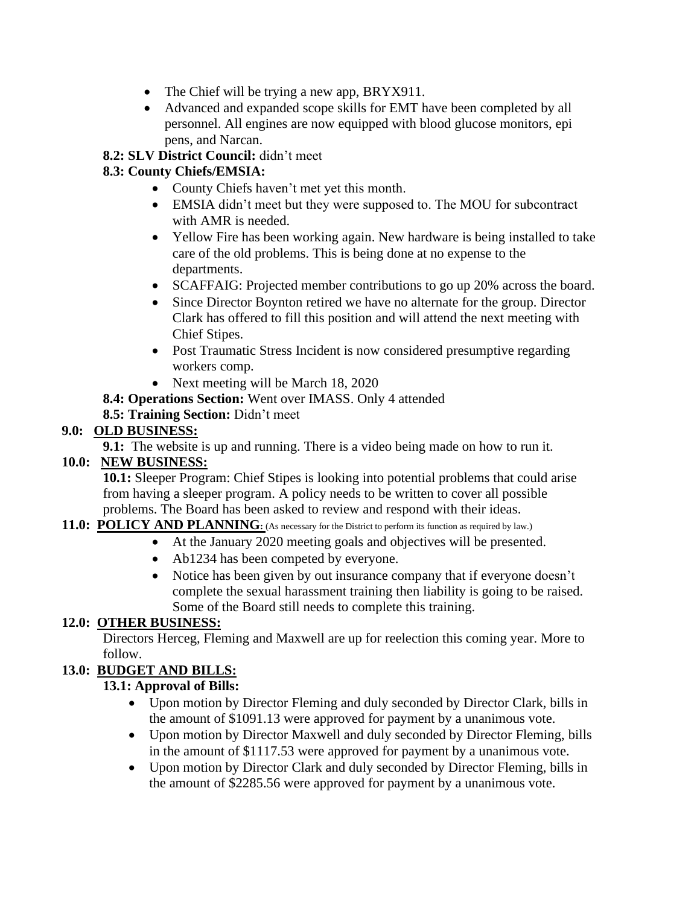- The Chief will be trying a new app, BRYX911.
- Advanced and expanded scope skills for EMT have been completed by all personnel. All engines are now equipped with blood glucose monitors, epi pens, and Narcan.

**8.2: SLV District Council:** didn't meet

**8.3: County Chiefs/EMSIA:**

- County Chiefs haven't met yet this month.
- EMSIA didn't meet but they were supposed to. The MOU for subcontract with AMR is needed.
- Yellow Fire has been working again. New hardware is being installed to take care of the old problems. This is being done at no expense to the departments.
- SCAFFAIG: Projected member contributions to go up 20% across the board.
- Since Director Boynton retired we have no alternate for the group. Director Clark has offered to fill this position and will attend the next meeting with Chief Stipes.
- Post Traumatic Stress Incident is now considered presumptive regarding workers comp.
- Next meeting will be March 18, 2020

**8.4: Operations Section:** Went over IMASS. Only 4 attended

**8.5: Training Section:** Didn't meet

## 9.0: OLD BUSINESS:

**9.1:** The website is up and running. There is a video being made on how to run it.

## 10.0: NEW BUSINESS:

**10.1:** Sleeper Program: Chief Stipes is looking into potential problems that could arise from having a sleeper program. A policy needs to be written to cover all possible problems. The Board has been asked to review and respond with their ideas.

## 11.0: POLICY AND PLANNING: (As necessary for the District to perform its function as required by law.)

- At the January 2020 meeting goals and objectives will be presented.
- Ab1234 has been competed by everyone.
- Notice has been given by out insurance company that if everyone doesn't complete the sexual harassment training then liability is going to be raised. Some of the Board still needs to complete this training.

## 12.0: OTHER BUSINESS:

Directors Herceg, Fleming and Maxwell are up for reelection this coming year. More to follow.

## 13.0: BUDGET AND BILLS:

**13.1: Approval of Bills:**

- Upon motion by Director Fleming and duly seconded by Director Clark, bills in the amount of $1091.13 were approved for payment by a unanimous vote.
- Upon motion by Director Maxwell and duly seconded by Director Fleming, bills in the amount of $1117.53 were approved for payment by a unanimous vote.
- Upon motion by Director Clark and duly seconded by Director Fleming, bills in the amount of $2285.56 were approved for payment by a unanimous vote.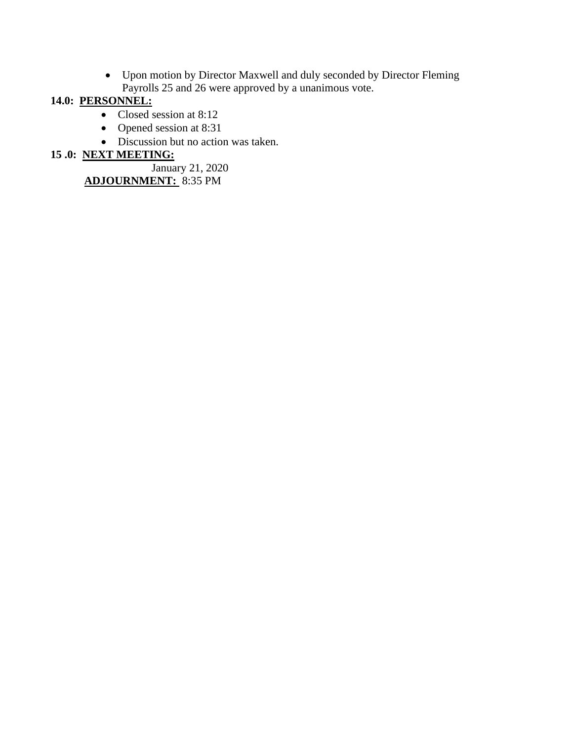- Upon motion by Director Maxwell and duly seconded by Director Fleming Payrolls 25 and 26 were approved by a unanimous vote.

**14.0: PERSONNEL:**

- Closed session at 8:12
- Opened session at 8:31
- Discussion but no action was taken.

**15 .0: NEXT MEETING:**

January 21, 2020

**ADJOURNMENT:** 8:35 PM